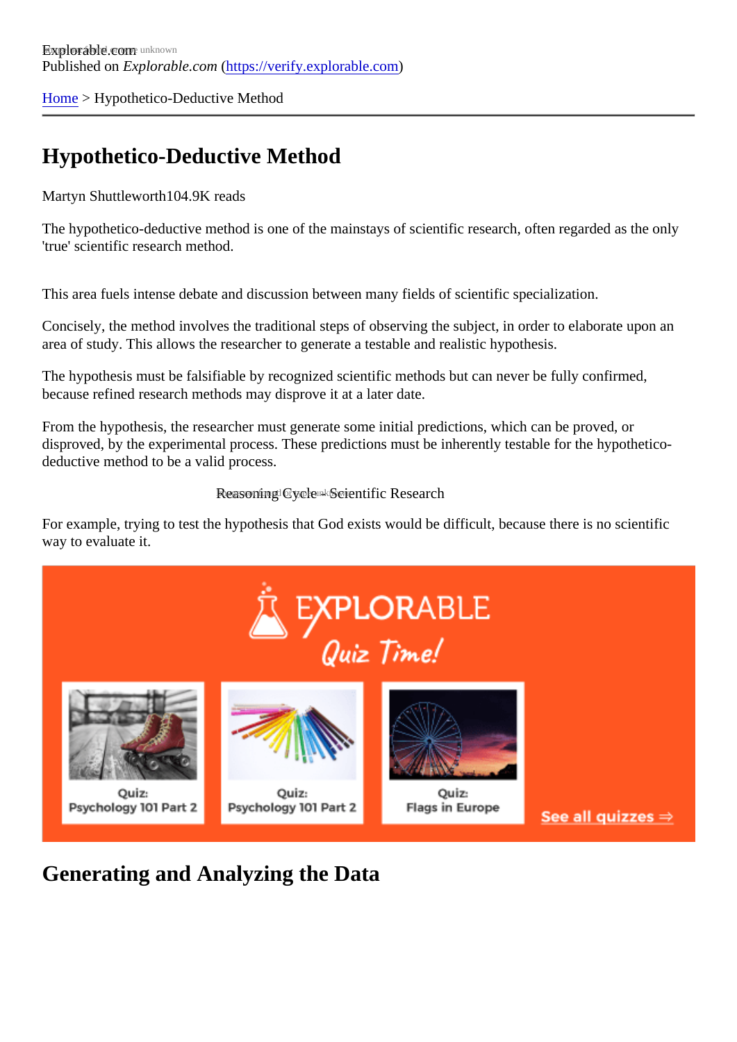Explorable.com
Published on *Explorable.com* (https://verify.explorable.com)

Home > Hypothetico-Deductive Method

# Hypothetico-Deductive Method

Martyn Shuttleworth104.9K reads

The hypothetico-deductive method is one of the mainstays of scientific research, often regarded as the only 'true' scientific research method.

This area fuels intense debate and discussion between many fields of scientific specialization.

Concisely, the method involves the traditional steps of observing the subject, in order to elaborate upon an area of study. This allows the researcher to generate a testable and realistic hypothesis.

The hypothesis must be falsifiable by recognized scientific methods but can never be fully confirmed, because refined research methods may disprove it at a later date.

From the hypothesis, the researcher must generate some initial predictions, which can be proved, or disproved, by the experimental process. These predictions must be inherently testable for the hypothetico-deductive method to be a valid process.

Reasoning Cycle - Scientific Research

For example, trying to test the hypothesis that God exists would be difficult, because there is no scientific way to evaluate it.

## Generating and Analyzing the Data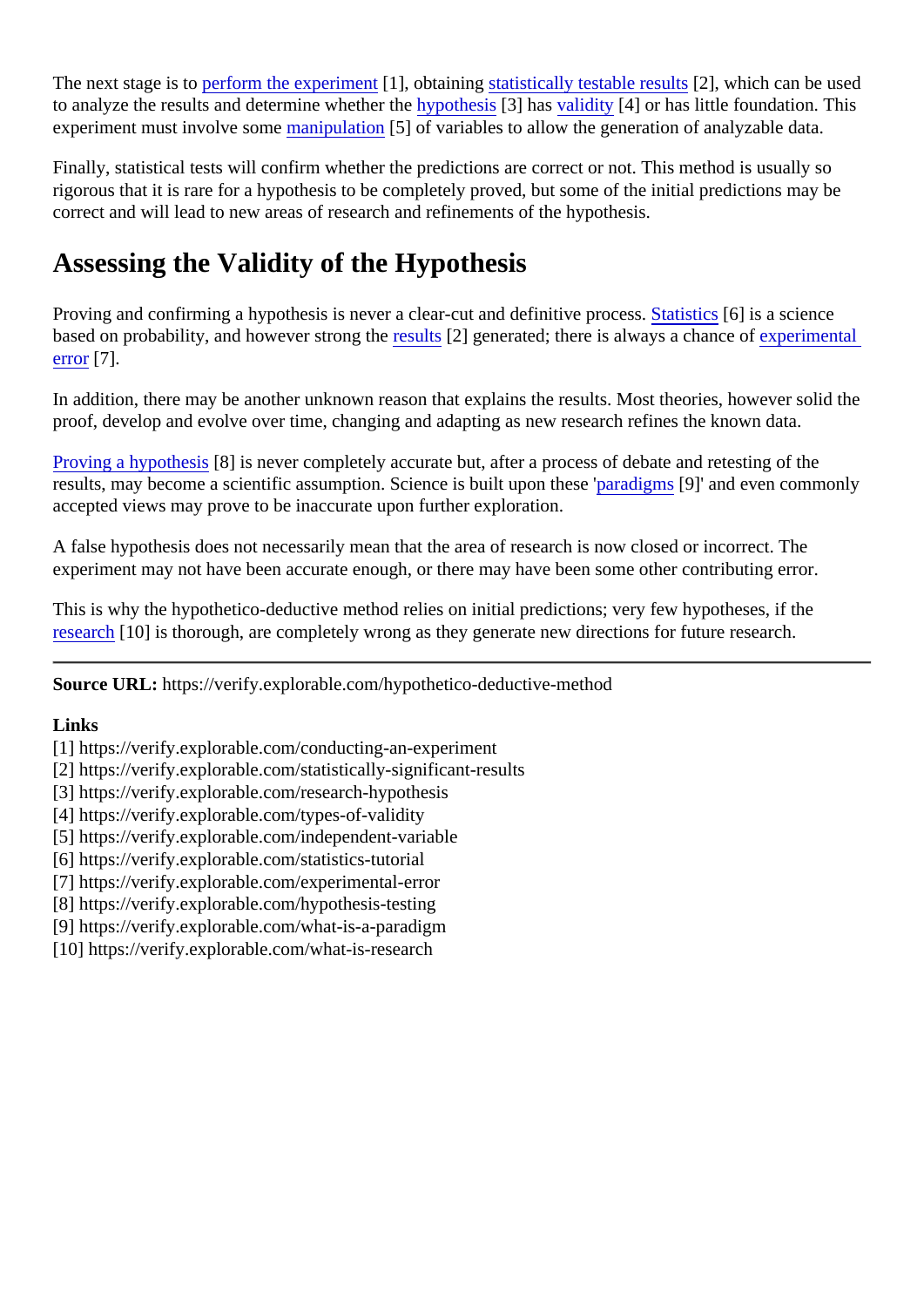The next stage is to perform the experiment [1], obtaining statistically testable results [2], which can be used to analyze the results and determine whether the hypothesis [3] has validity [4] or has little foundation. This experiment must involve some manipulation [5] of variables to allow the generation of analyzable data.

Finally, statistical tests will confirm whether the predictions are correct or not. This method is usually so rigorous that it is rare for a hypothesis to be completely proved, but some of the initial predictions may be correct and will lead to new areas of research and refinements of the hypothesis.

## Assessing the Validity of the Hypothesis

Proving and confirming a hypothesis is never a clear-cut and definitive process. Statistics [6] is a science based on probability, and however strong the results [2] generated; there is always a chance of experimental error [7].

In addition, there may be another unknown reason that explains the results. Most theories, however solid the proof, develop and evolve over time, changing and adapting as new research refines the known data.

Proving a hypothesis [8] is never completely accurate but, after a process of debate and retesting of the results, may become a scientific assumption. Science is built upon these 'paradigms [9]' and even commonly accepted views may prove to be inaccurate upon further exploration.

A false hypothesis does not necessarily mean that the area of research is now closed or incorrect. The experiment may not have been accurate enough, or there may have been some other contributing error.

This is why the hypothetico-deductive method relies on initial predictions; very few hypotheses, if the research [10] is thorough, are completely wrong as they generate new directions for future research.

---

**Source URL:** https://verify.explorable.com/hypothetico-deductive-method

**Links**
[1] https://verify.explorable.com/conducting-an-experiment
[2] https://verify.explorable.com/statistically-significant-results
[3] https://verify.explorable.com/research-hypothesis
[4] https://verify.explorable.com/types-of-validity
[5] https://verify.explorable.com/independent-variable
[6] https://verify.explorable.com/statistics-tutorial
[7] https://verify.explorable.com/experimental-error
[8] https://verify.explorable.com/hypothesis-testing
[9] https://verify.explorable.com/what-is-a-paradigm
[10] https://verify.explorable.com/what-is-research